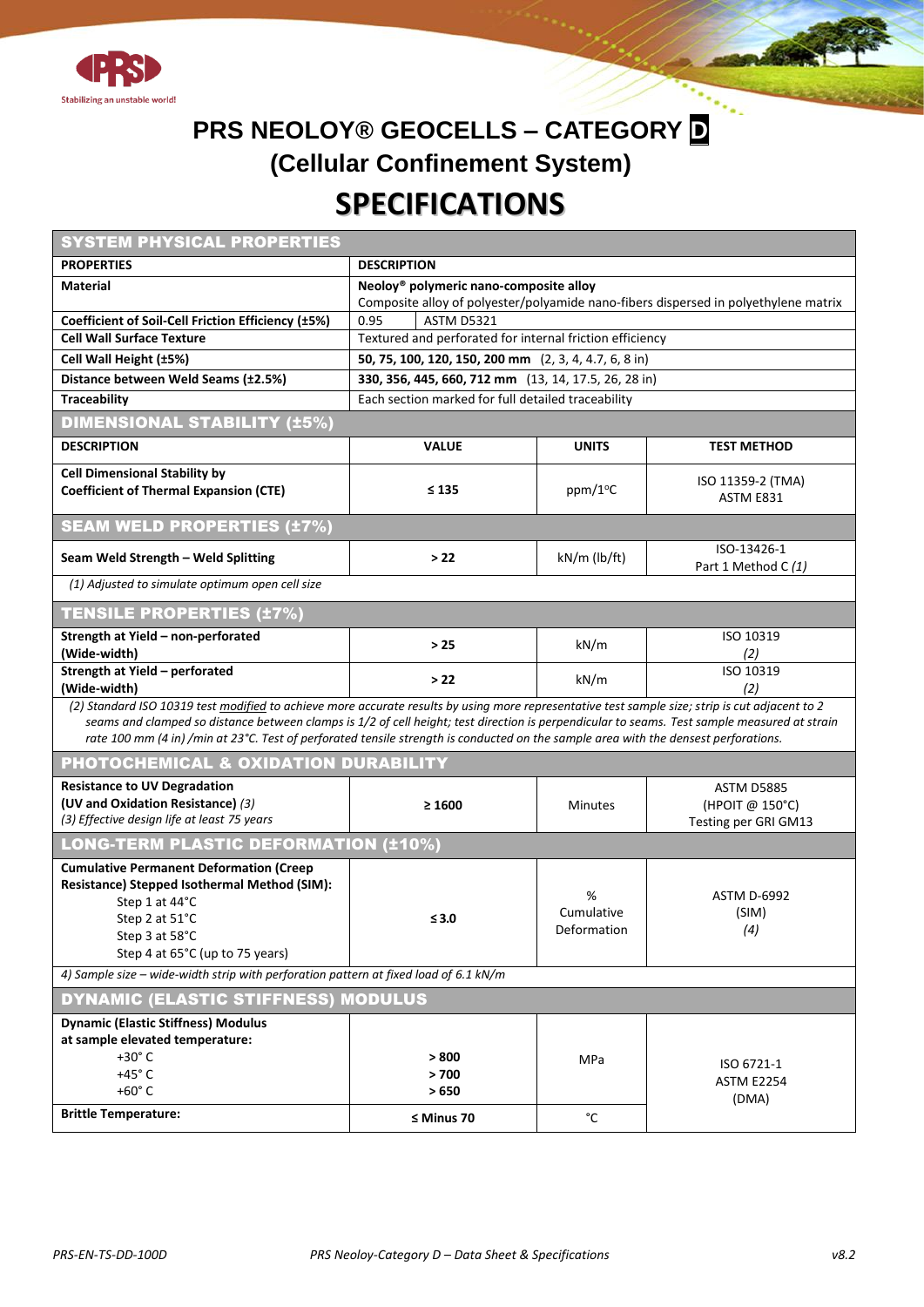# PRS NEOLOY® GEOCELLS – CATEGORY D

## (Cellular Confinement System)

# SPECIFICATIONS

| SYSTEM PHYSICAL PROPERTIES | | | |
|---|---|---|---|
| **PROPERTIES** | **DESCRIPTION** | | |
| **Material** | **Neoloy® polymeric nano-composite alloy**<br>Composite alloy of polyester/polyamide nano-fibers dispersed in polyethylene matrix | | |
| **Coefficient of Soil-Cell Friction Efficiency (±5%)** | 0.95 | ASTM D5321 | |
| **Cell Wall Surface Texture** | Textured and perforated for internal friction efficiency | | |
| **Cell Wall Height (±5%)** | **50, 75, 100, 120, 150, 200 mm** (2, 3, 4, 4.7, 6, 8 in) | | |
| **Distance between Weld Seams (±2.5%)** | **330, 356, 445, 660, 712 mm** (13, 14, 17.5, 26, 28 in) | | |
| **Traceability** | Each section marked for full detailed traceability | | |
| **DIMENSIONAL STABILITY (±5%)** | | | |
| **DESCRIPTION** | **VALUE** | **UNITS** | **TEST METHOD** |
| **Cell Dimensional Stability by Coefficient of Thermal Expansion (CTE)** | **≤ 135** | ppm/1°C | ISO 11359-2 (TMA)<br>ASTM E831 |
| **SEAM WELD PROPERTIES (±7%)** | | | |
| **Seam Weld Strength – Weld Splitting** | **> 22** | kN/m (lb/ft) | ISO-13426-1<br>Part 1 Method C *(1)* |
| *(1) Adjusted to simulate optimum open cell size* | | | |
| **TENSILE PROPERTIES (±7%)** | | | |
| **Strength at Yield – non-perforated (Wide-width)** | **> 25** | kN/m | ISO 10319<br>*(2)* |
| **Strength at Yield – perforated (Wide-width)** | **> 22** | kN/m | ISO 10319<br>*(2)* |
| *(2) Standard ISO 10319 test modified to achieve more accurate results by using more representative test sample size; strip is cut adjacent to 2 seams and clamped so distance between clamps is 1/2 of cell height; test direction is perpendicular to seams. Test sample measured at strain rate 100 mm (4 in) /min at 23°C. Test of perforated tensile strength is conducted on the sample area with the densest perforations.* | | | |
| **PHOTOCHEMICAL & OXIDATION DURABILITY** | | | |
| **Resistance to UV Degradation (UV and Oxidation Resistance)** *(3)*<br>*(3) Effective design life at least 75 years* | **≥ 1600** | Minutes | ASTM D5885<br>(HPOIT @ 150°C)<br>Testing per GRI GM13 |
| **LONG-TERM PLASTIC DEFORMATION (±10%)** | | | |
| **Cumulative Permanent Deformation (Creep Resistance) Stepped Isothermal Method (SIM):**<br>Step 1 at 44°C<br>Step 2 at 51°C<br>Step 3 at 58°C<br>Step 4 at 65°C (up to 75 years) | **≤ 3.0** | % Cumulative Deformation | ASTM D-6992<br>(SIM)<br>*(4)* |
| *4) Sample size – wide-width strip with perforation pattern at fixed load of 6.1 kN/m* | | | |
| **DYNAMIC (ELASTIC STIFFNESS) MODULUS** | | | |
| **Dynamic (Elastic Stiffness) Modulus at sample elevated temperature:**<br>+30° C<br>+45° C<br>+60° C | **> 800**<br>**> 700**<br>**> 650** | MPa | ISO 6721-1<br>ASTM E2254<br>(DMA) |
| **Brittle Temperature:** | **≤ Minus 70** | °C | |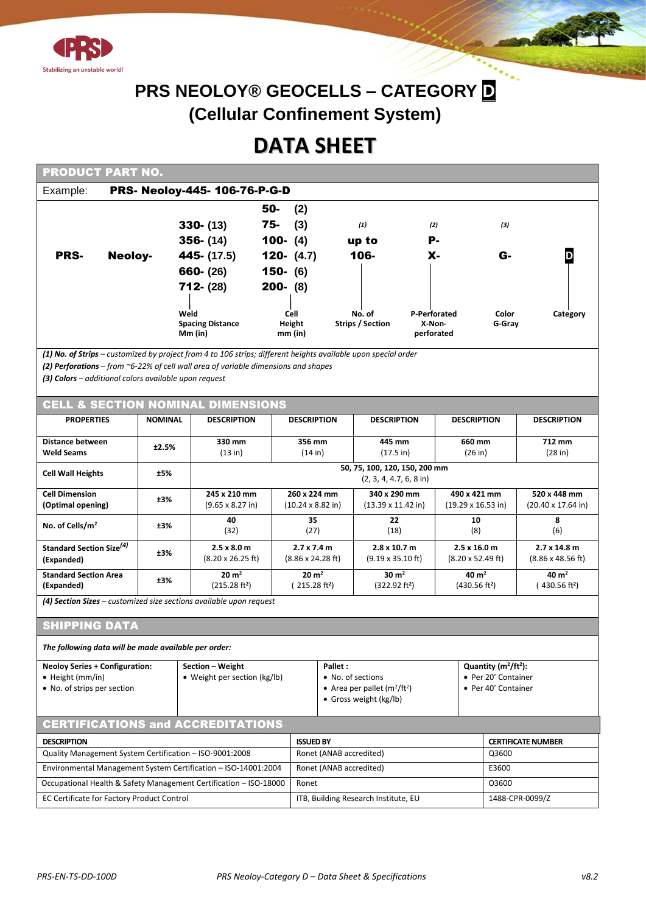# PRS NEOLOY® GEOCELLS – CATEGORY D

## (Cellular Confinement System)

# DATA SHEET

## PRODUCT PART NO.

Example: **PRS- Neoloy-445- 106-76-P-G-D**

| PRS- | Neoloy- | Weld Spacing Distance Mm (in) | Cell Height mm (in) | No. of Strips / Section (1) | P-Perforated X-Non-perforated (2) | Color G-Gray (3) | Category |
|---|---|---|---|---|---|---|---|
| PRS- | Neoloy- | 330- (13)<br>356- (14)<br>445- (17.5)<br>660- (26)<br>712- (28) | 50- (2)<br>75- (3)<br>100- (4)<br>120- (4.7)<br>150- (6)<br>200- (8) | up to 106- | P-<br>X- | G- | D |

*(1) No. of Strips – customized by project from 4 to 106 strips; different heights available upon special order*

*(2) Perforations – from ~6-22% of cell wall area of variable dimensions and shapes*

*(3) Colors – additional colors available upon request*

## CELL & SECTION NOMINAL DIMENSIONS

| PROPERTIES | NOMINAL | DESCRIPTION | DESCRIPTION | DESCRIPTION | DESCRIPTION | DESCRIPTION |
|---|---|---|---|---|---|---|
| **Distance between Weld Seams** | ±2.5% | 330 mm (13 in) | 356 mm (14 in) | 445 mm (17.5 in) | 660 mm (26 in) | 712 mm (28 in) |
| **Cell Wall Heights** | ±5% | 50, 75, 100, 120, 150, 200 mm (2, 3, 4, 4.7, 6, 8 in) | | | | |
| **Cell Dimension (Optimal opening)** | ±3% | 245 x 210 mm (9.65 x 8.27 in) | 260 x 224 mm (10.24 x 8.82 in) | 340 x 290 mm (13.39 x 11.42 in) | 490 x 421 mm (19.29 x 16.53 in) | 520 x 448 mm (20.40 x 17.64 in) |
| **No. of Cells/m²** | ±3% | 40 (32) | 35 (27) | 22 (18) | 10 (8) | 8 (6) |
| **Standard Section Size[(4)] (Expanded)** | ±3% | 2.5 x 8.0 m (8.20 x 26.25 ft) | 2.7 x 7.4 m (8.86 x 24.28 ft) | 2.8 x 10.7 m (9.19 x 35.10 ft) | 2.5 x 16.0 m (8.20 x 52.49 ft) | 2.7 x 14.8 m (8.86 x 48.56 ft) |
| **Standard Section Area (Expanded)** | ±3% | 20 m² (215.28 ft²) | 20 m² (215.28 ft²) | 30 m² (322.92 ft²) | 40 m² (430.56 ft²) | 40 m² (430.56 ft²) |

*(4) Section Sizes – customized size sections available upon request*

## SHIPPING DATA

***The following data will be made available per order:***

| Neoloy Series + Configuration: | Section – Weight | Pallet : | Quantity (m²/ft²): |
|---|---|---|---|
| • Height (mm/in)<br>• No. of strips per section | • Weight per section (kg/lb) | • No. of sections<br>• Area per pallet (m²/ft²)<br>• Gross weight (kg/lb) | • Per 20' Container<br>• Per 40' Container |

## CERTIFICATIONS and ACCREDITATIONS

| DESCRIPTION | ISSUED BY | CERTIFICATE NUMBER |
|---|---|---|
| Quality Management System Certification – ISO-9001:2008 | Ronet (ANAB accredited) | Q3600 |
| Environmental Management System Certification – ISO-14001:2004 | Ronet (ANAB accredited) | E3600 |
| Occupational Health & Safety Management Certification – ISO-18000 | Ronet | O3600 |
| EC Certificate for Factory Product Control | ITB, Building Research Institute, EU | 1488-CPR-0099/Z |